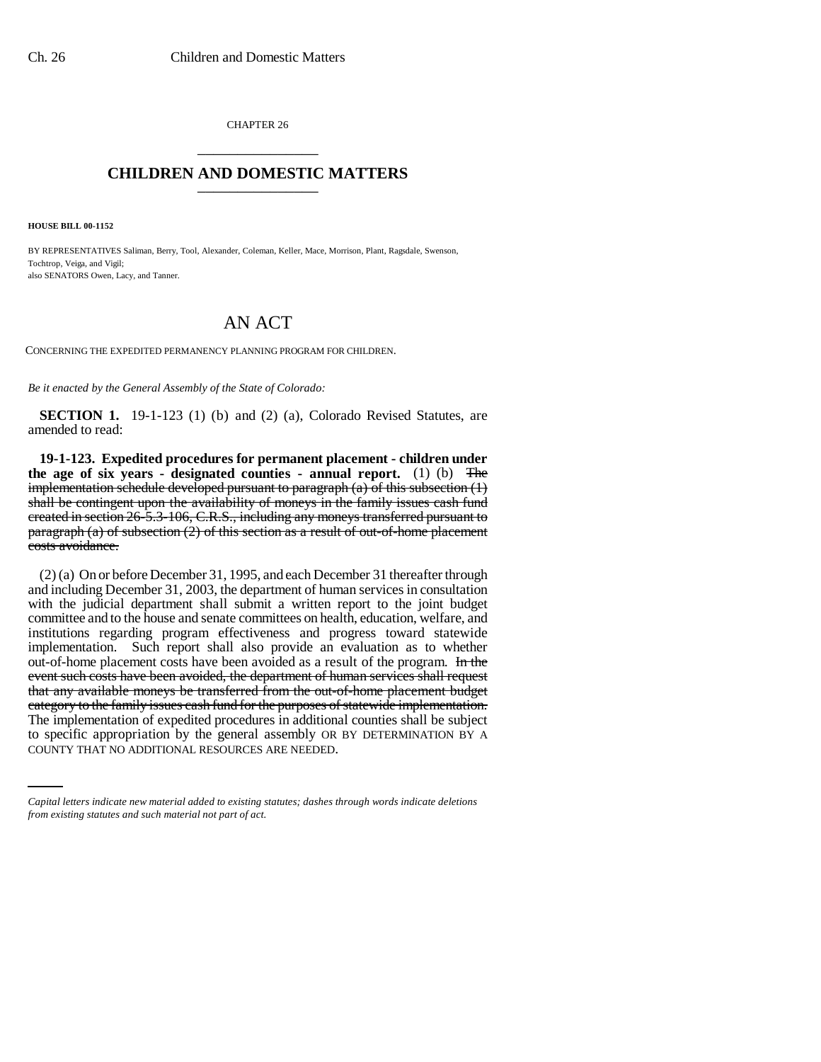CHAPTER 26

# CHILDREN AND DOMESTIC MATTERS

**HOUSE BILL 00-1152**

BY REPRESENTATIVES Saliman, Berry, Tool, Alexander, Coleman, Keller, Mace, Morrison, Plant, Ragsdale, Swenson, Tochtrop, Veiga, and Vigil;
also SENATORS Owen, Lacy, and Tanner.

## AN ACT

CONCERNING THE EXPEDITED PERMANENCY PLANNING PROGRAM FOR CHILDREN.

*Be it enacted by the General Assembly of the State of Colorado:*

**SECTION 1.** 19-1-123 (1) (b) and (2) (a), Colorado Revised Statutes, are amended to read:

**19-1-123. Expedited procedures for permanent placement - children under the age of six years - designated counties - annual report.** (1) (b) ~~The implementation schedule developed pursuant to paragraph (a) of this subsection (1) shall be contingent upon the availability of moneys in the family issues cash fund created in section 26-5.3-106, C.R.S., including any moneys transferred pursuant to paragraph (a) of subsection (2) of this section as a result of out-of-home placement costs avoidance.~~

(2) (a) On or before December 31, 1995, and each December 31 thereafter through and including December 31, 2003, the department of human services in consultation with the judicial department shall submit a written report to the joint budget committee and to the house and senate committees on health, education, welfare, and institutions regarding program effectiveness and progress toward statewide implementation. Such report shall also provide an evaluation as to whether out-of-home placement costs have been avoided as a result of the program. ~~In the event such costs have been avoided, the department of human services shall request that any available moneys be transferred from the out-of-home placement budget category to the family issues cash fund for the purposes of statewide implementation.~~ The implementation of expedited procedures in additional counties shall be subject to specific appropriation by the general assembly OR BY DETERMINATION BY A COUNTY THAT NO ADDITIONAL RESOURCES ARE NEEDED.

*Capital letters indicate new material added to existing statutes; dashes through words indicate deletions from existing statutes and such material not part of act.*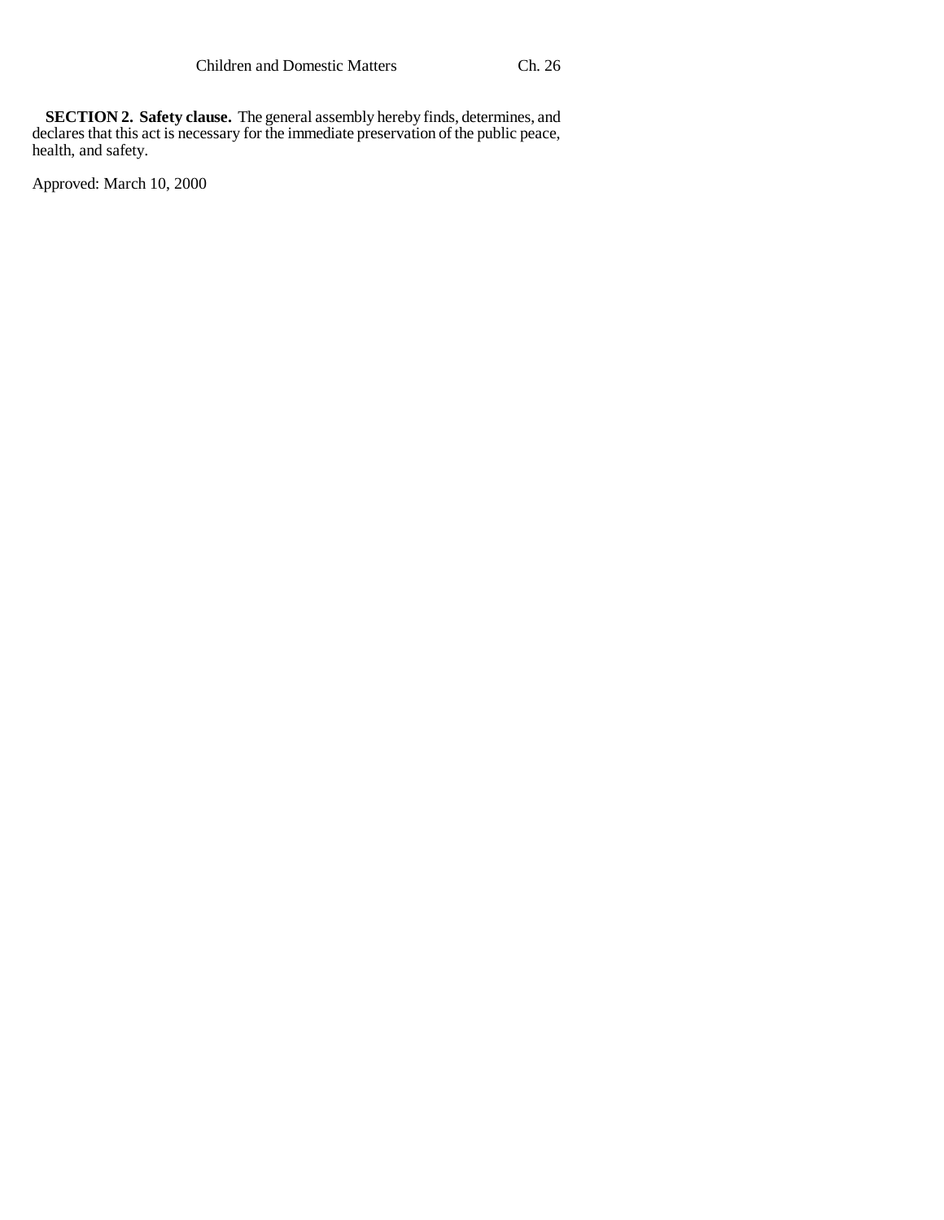**SECTION 2. Safety clause.** The general assembly hereby finds, determines, and declares that this act is necessary for the immediate preservation of the public peace, health, and safety.

Approved: March 10, 2000